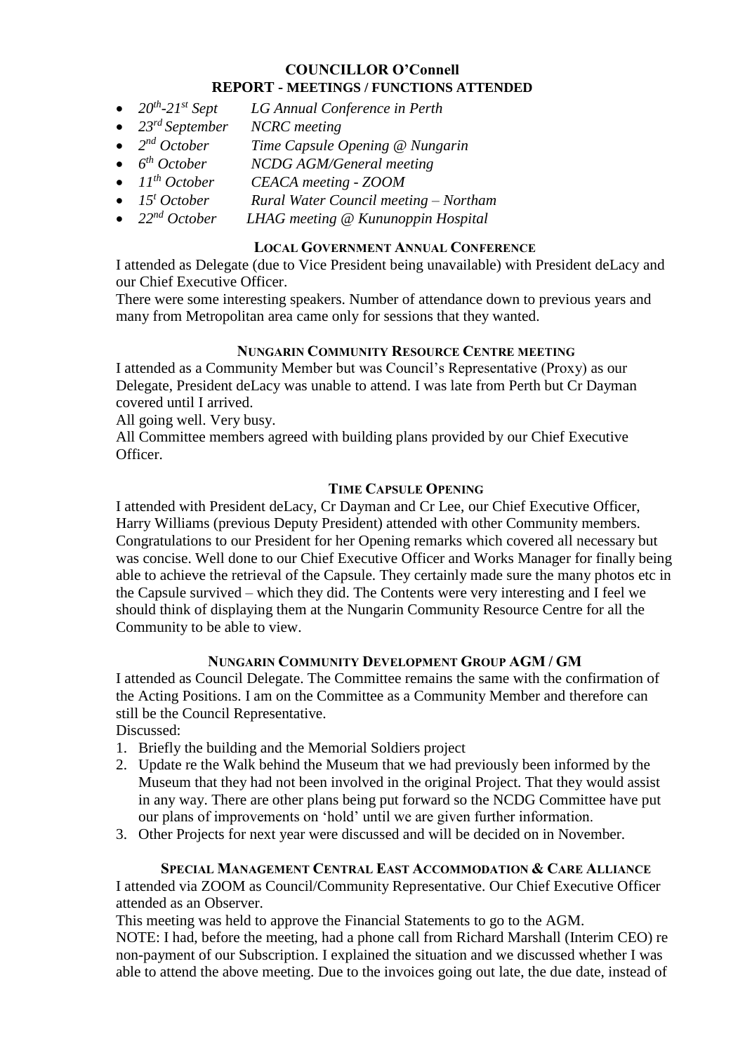# COUNCILLOR O'Connell

## REPORT - MEETINGS / FUNCTIONS ATTENDED

- *20th-21st Sept LG Annual Conference in Perth*
- *23rd September NCRC meeting*
- *2nd October Time Capsule Opening @ Nungarin*
- *6th October NCDG AGM/General meeting*
- *11th October CEACA meeting - ZOOM*
- *15t October Rural Water Council meeting – Northam*
- *22nd October LHAG meeting @ Kununoppin Hospital*

### LOCAL GOVERNMENT ANNUAL CONFERENCE

I attended as Delegate (due to Vice President being unavailable) with President deLacy and our Chief Executive Officer.

There were some interesting speakers. Number of attendance down to previous years and many from Metropolitan area came only for sessions that they wanted.

### NUNGARIN COMMUNITY RESOURCE CENTRE MEETING

I attended as a Community Member but was Council's Representative (Proxy) as our Delegate, President deLacy was unable to attend. I was late from Perth but Cr Dayman covered until I arrived.

All going well. Very busy.

All Committee members agreed with building plans provided by our Chief Executive Officer.

### TIME CAPSULE OPENING

I attended with President deLacy, Cr Dayman and Cr Lee, our Chief Executive Officer, Harry Williams (previous Deputy President) attended with other Community members. Congratulations to our President for her Opening remarks which covered all necessary but was concise. Well done to our Chief Executive Officer and Works Manager for finally being able to achieve the retrieval of the Capsule. They certainly made sure the many photos etc in the Capsule survived – which they did. The Contents were very interesting and I feel we should think of displaying them at the Nungarin Community Resource Centre for all the Community to be able to view.

### NUNGARIN COMMUNITY DEVELOPMENT GROUP AGM / GM

I attended as Council Delegate. The Committee remains the same with the confirmation of the Acting Positions. I am on the Committee as a Community Member and therefore can still be the Council Representative.

Discussed:

1. Briefly the building and the Memorial Soldiers project
2. Update re the Walk behind the Museum that we had previously been informed by the Museum that they had not been involved in the original Project. That they would assist in any way. There are other plans being put forward so the NCDG Committee have put our plans of improvements on 'hold' until we are given further information.
3. Other Projects for next year were discussed and will be decided on in November.

### SPECIAL MANAGEMENT CENTRAL EAST ACCOMMODATION & CARE ALLIANCE

I attended via ZOOM as Council/Community Representative. Our Chief Executive Officer attended as an Observer.

This meeting was held to approve the Financial Statements to go to the AGM.

NOTE: I had, before the meeting, had a phone call from Richard Marshall (Interim CEO) re non-payment of our Subscription. I explained the situation and we discussed whether I was able to attend the above meeting. Due to the invoices going out late, the due date, instead of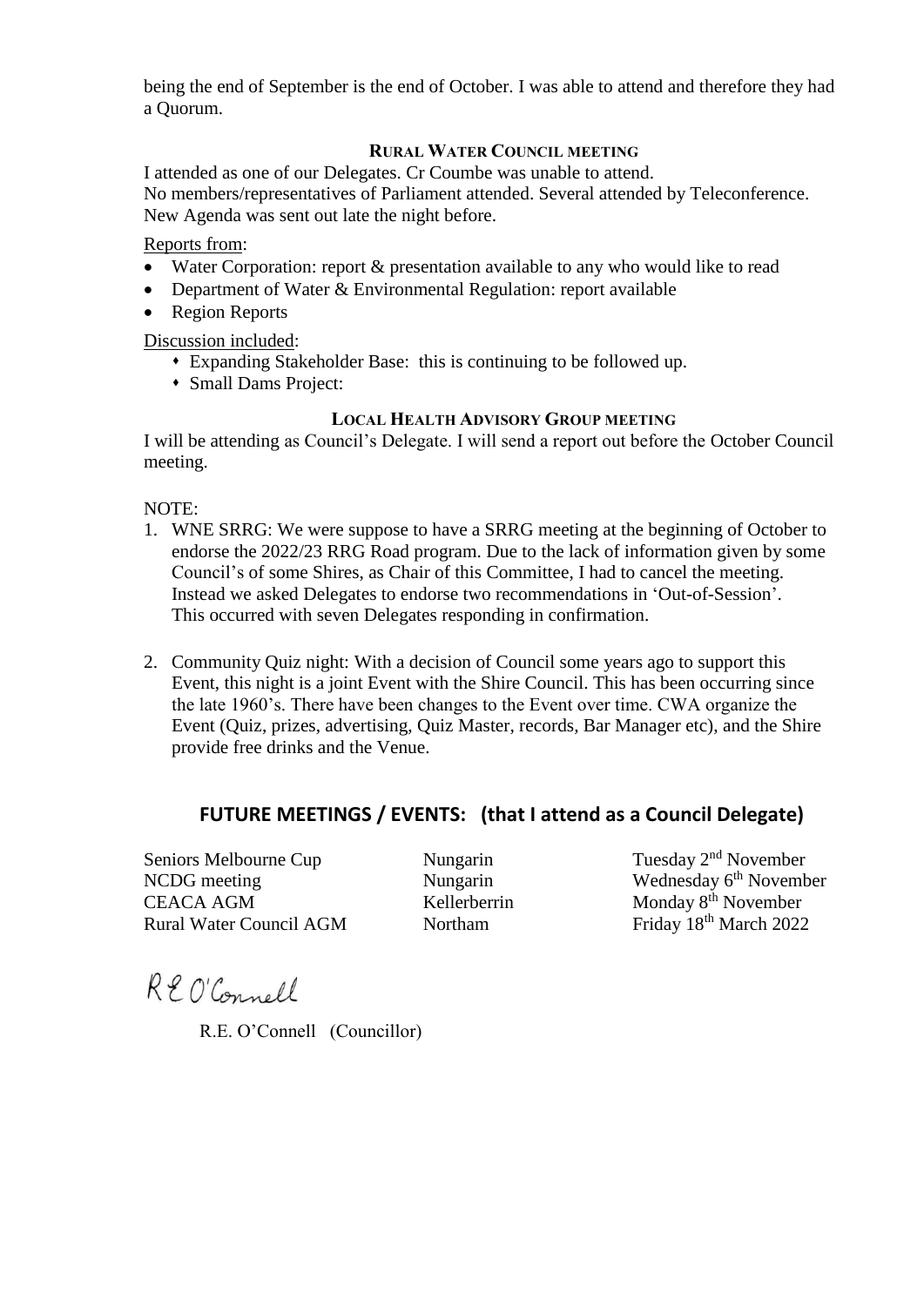being the end of September is the end of October. I was able to attend and therefore they had a Quorum.

#### Rural Water Council meeting

I attended as one of our Delegates. Cr Coumbe was unable to attend.
No members/representatives of Parliament attended. Several attended by Teleconference.
New Agenda was sent out late the night before.

Reports from:

- Water Corporation: report & presentation available to any who would like to read
- Department of Water & Environmental Regulation: report available
- Region Reports

Discussion included:

- Expanding Stakeholder Base: this is continuing to be followed up.
- Small Dams Project:

#### Local Health Advisory Group meeting

I will be attending as Council's Delegate. I will send a report out before the October Council meeting.

NOTE:

1. WNE SRRG: We were suppose to have a SRRG meeting at the beginning of October to endorse the 2022/23 RRG Road program. Due to the lack of information given by some Council's of some Shires, as Chair of this Committee, I had to cancel the meeting. Instead we asked Delegates to endorse two recommendations in 'Out-of-Session'. This occurred with seven Delegates responding in confirmation.

2. Community Quiz night: With a decision of Council some years ago to support this Event, this night is a joint Event with the Shire Council. This has been occurring since the late 1960's. There have been changes to the Event over time. CWA organize the Event (Quiz, prizes, advertising, Quiz Master, records, Bar Manager etc), and the Shire provide free drinks and the Venue.

## FUTURE MEETINGS / EVENTS: (that I attend as a Council Delegate)

| | | |
|---|---|---|
| Seniors Melbourne Cup | Nungarin | Tuesday 2nd November |
| NCDG meeting | Nungarin | Wednesday 6th November |
| CEACA AGM | Kellerberrin | Monday 8th November |
| Rural Water Council AGM | Northam | Friday 18th March 2022 |

R E O'Connell

R.E. O'Connell (Councillor)